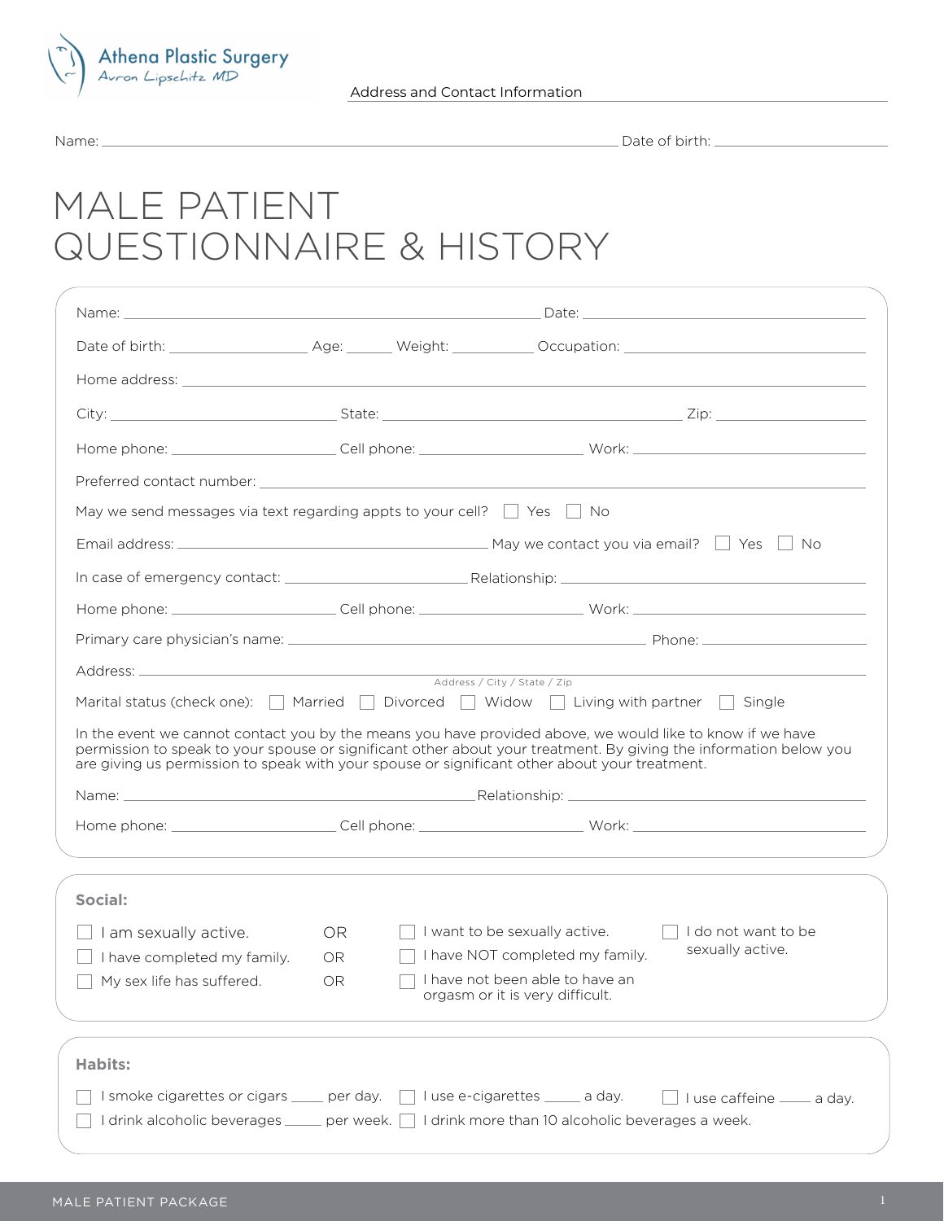Athena Plastic Surgery
Avron Lipschitz MD

Address and Contact Information

Name: ______________________ Date of birth: ______________________

# MALE PATIENT QUESTIONNAIRE & HISTORY

Name: ______________________ Date: ______________________

Date of birth: __________ Age: ______ Weight: __________ Occupation: ______________________

Home address: ______________________

City: ______________ State: ______________ Zip: __________

Home phone: __________ Cell phone: __________ Work: __________

Preferred contact number: ______________________

May we send messages via text regarding appts to your cell? ☐ Yes ☐ No

Email address: ______________________ May we contact you via email? ☐ Yes ☐ No

In case of emergency contact: ______________ Relationship: ______________

Home phone: __________ Cell phone: __________ Work: __________

Primary care physician's name: ______________________ Phone: __________

Address: ______________________
Address / City / State / Zip

Marital status (check one): ☐ Married ☐ Divorced ☐ Widow ☐ Living with partner ☐ Single

In the event we cannot contact you by the means you have provided above, we would like to know if we have permission to speak to your spouse or significant other about your treatment. By giving the information below you are giving us permission to speak with your spouse or significant other about your treatment.

Name: ______________________ Relationship: ______________________

Home phone: __________ Cell phone: __________ Work: __________

## Social:

☐ I am sexually active. OR ☐ I want to be sexually active. ☐ I do not want to be sexually active.

☐ I have completed my family. OR ☐ I have NOT completed my family.

☐ My sex life has suffered. OR ☐ I have not been able to have an orgasm or it is very difficult.

## Habits:

☐ I smoke cigarettes or cigars ____ per day. ☐ I use e-cigarettes _____ a day. ☐ I use caffeine ____ a day.

☐ I drink alcoholic beverages _____ per week. ☐ I drink more than 10 alcoholic beverages a week.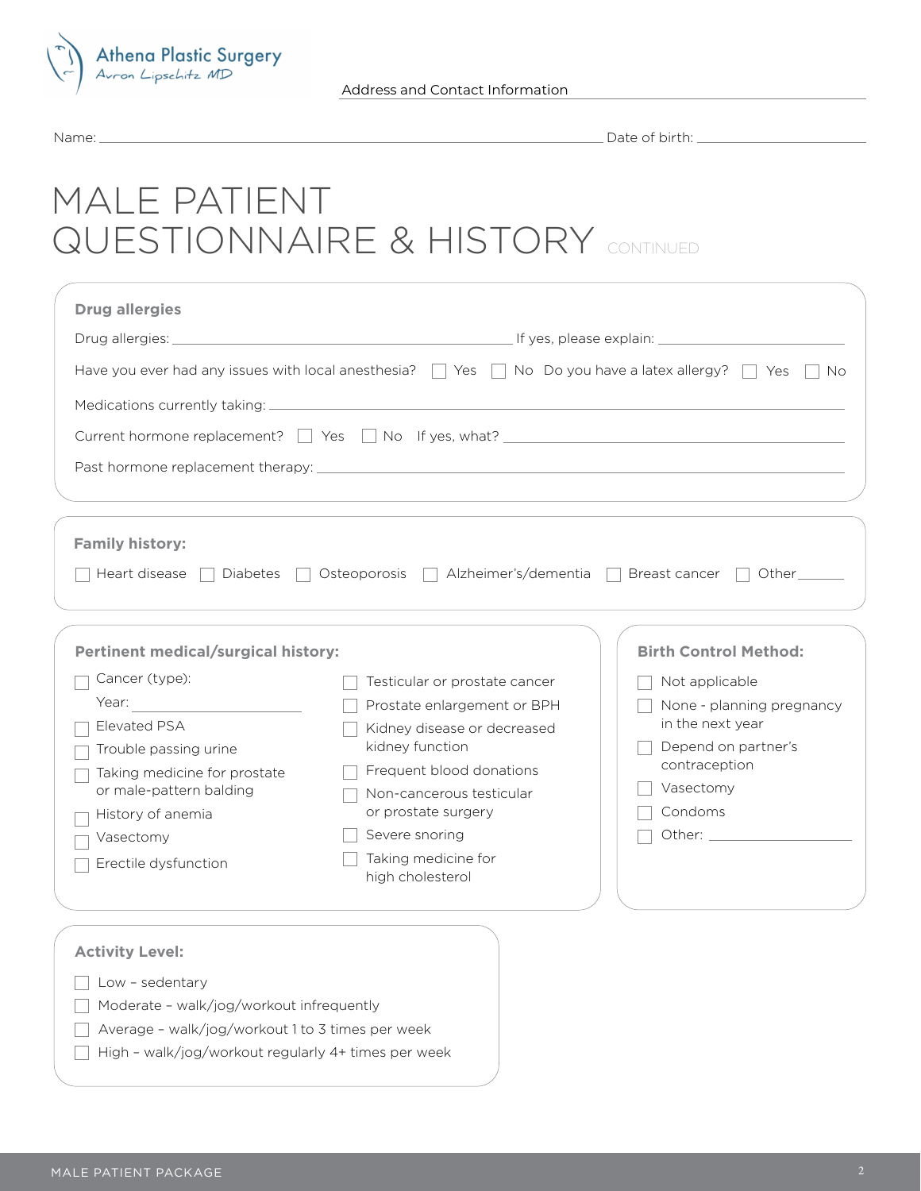Athena Plastic Surgery
Avron Lipschitz MD

Address and Contact Information

Name: ______________________ Date of birth: ______________________

# MALE PATIENT QUESTIONNAIRE & HISTORY CONTINUED

## Drug allergies

Drug allergies: ______________________ If yes, please explain: ______________________

Have you ever had any issues with local anesthesia? ☐ Yes ☐ No Do you have a latex allergy? ☐ Yes ☐ No

Medications currently taking: ______________________

Current hormone replacement? ☐ Yes ☐ No If yes, what? ______________________

Past hormone replacement therapy: ______________________

## Family history:

☐ Heart disease ☐ Diabetes ☐ Osteoporosis ☐ Alzheimer's/dementia ☐ Breast cancer ☐ Other______

## Pertinent medical/surgical history:

- ☐ Cancer (type):
  Year: ______________________
- ☐ Elevated PSA
- ☐ Trouble passing urine
- ☐ Taking medicine for prostate or male-pattern balding
- ☐ History of anemia
- ☐ Vasectomy
- ☐ Erectile dysfunction
- ☐ Testicular or prostate cancer
- ☐ Prostate enlargement or BPH
- ☐ Kidney disease or decreased kidney function
- ☐ Frequent blood donations
- ☐ Non-cancerous testicular or prostate surgery
- ☐ Severe snoring
- ☐ Taking medicine for high cholesterol

## Birth Control Method:

- ☐ Not applicable
- ☐ None - planning pregnancy in the next year
- ☐ Depend on partner's contraception
- ☐ Vasectomy
- ☐ Condoms
- ☐ Other: ______________________

## Activity Level:

- ☐ Low – sedentary
- ☐ Moderate – walk/jog/workout infrequently
- ☐ Average – walk/jog/workout 1 to 3 times per week
- ☐ High – walk/jog/workout regularly 4+ times per week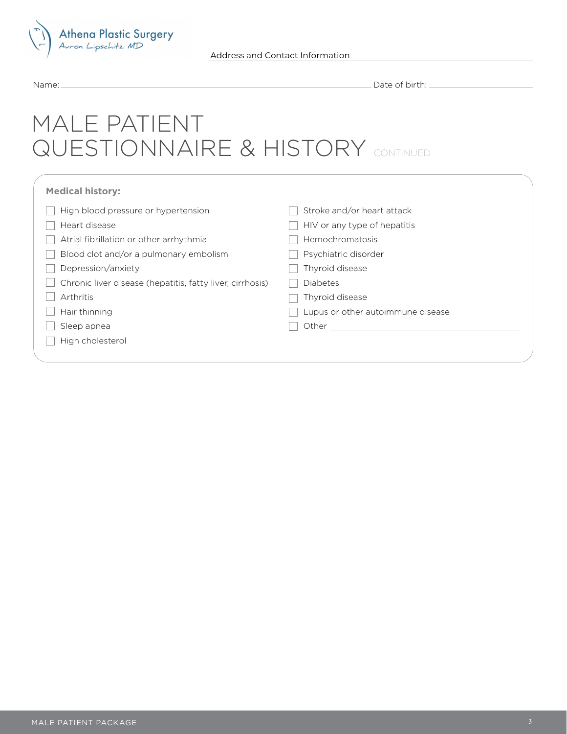Athena Plastic Surgery
Avron Lipschitz MD

Address and Contact Information

Name: \_\_\_\_\_\_\_\_\_\_\_\_\_\_\_\_\_\_\_\_ Date of birth: \_\_\_\_\_\_\_\_\_\_\_\_

# MALE PATIENT QUESTIONNAIRE & HISTORY CONTINUED

**Medical history:**

- ☐ High blood pressure or hypertension
- ☐ Heart disease
- ☐ Atrial fibrillation or other arrhythmia
- ☐ Blood clot and/or a pulmonary embolism
- ☐ Depression/anxiety
- ☐ Chronic liver disease (hepatitis, fatty liver, cirrhosis)
- ☐ Arthritis
- ☐ Hair thinning
- ☐ Sleep apnea
- ☐ High cholesterol
- ☐ Stroke and/or heart attack
- ☐ HIV or any type of hepatitis
- ☐ Hemochromatosis
- ☐ Psychiatric disorder
- ☐ Thyroid disease
- ☐ Diabetes
- ☐ Thyroid disease
- ☐ Lupus or other autoimmune disease
- ☐ Other \_\_\_\_\_\_\_\_\_\_\_\_\_\_\_\_\_\_\_\_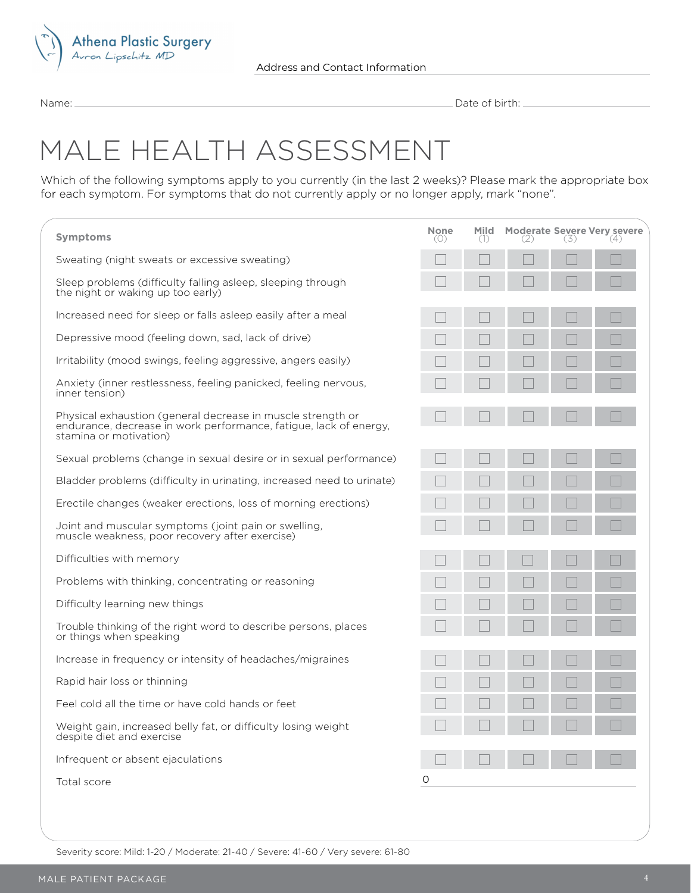Athena Plastic Surgery
Avron Lipschitz MD

Address and Contact Information

Name: ______________________ Date of birth: ______________________

# MALE HEALTH ASSESSMENT

Which of the following symptoms apply to you currently (in the last 2 weeks)? Please mark the appropriate box for each symptom. For symptoms that do not currently apply or no longer apply, mark "none".

| Symptoms | None (0) | Mild (1) | Moderate (2) | Severe (3) | Very severe (4) |
|---|---|---|---|---|---|
| Sweating (night sweats or excessive sweating) | ☐ | ☐ | ☐ | ☐ | ☐ |
| Sleep problems (difficulty falling asleep, sleeping through the night or waking up too early) | ☐ | ☐ | ☐ | ☐ | ☐ |
| Increased need for sleep or falls asleep easily after a meal | ☐ | ☐ | ☐ | ☐ | ☐ |
| Depressive mood (feeling down, sad, lack of drive) | ☐ | ☐ | ☐ | ☐ | ☐ |
| Irritability (mood swings, feeling aggressive, angers easily) | ☐ | ☐ | ☐ | ☐ | ☐ |
| Anxiety (inner restlessness, feeling panicked, feeling nervous, inner tension) | ☐ | ☐ | ☐ | ☐ | ☐ |
| Physical exhaustion (general decrease in muscle strength or endurance, decrease in work performance, fatigue, lack of energy, stamina or motivation) | ☐ | ☐ | ☐ | ☐ | ☐ |
| Sexual problems (change in sexual desire or in sexual performance) | ☐ | ☐ | ☐ | ☐ | ☐ |
| Bladder problems (difficulty in urinating, increased need to urinate) | ☐ | ☐ | ☐ | ☐ | ☐ |
| Erectile changes (weaker erections, loss of morning erections) | ☐ | ☐ | ☐ | ☐ | ☐ |
| Joint and muscular symptoms (joint pain or swelling, muscle weakness, poor recovery after exercise) | ☐ | ☐ | ☐ | ☐ | ☐ |
| Difficulties with memory | ☐ | ☐ | ☐ | ☐ | ☐ |
| Problems with thinking, concentrating or reasoning | ☐ | ☐ | ☐ | ☐ | ☐ |
| Difficulty learning new things | ☐ | ☐ | ☐ | ☐ | ☐ |
| Trouble thinking of the right word to describe persons, places or things when speaking | ☐ | ☐ | ☐ | ☐ | ☐ |
| Increase in frequency or intensity of headaches/migraines | ☐ | ☐ | ☐ | ☐ | ☐ |
| Rapid hair loss or thinning | ☐ | ☐ | ☐ | ☐ | ☐ |
| Feel cold all the time or have cold hands or feet | ☐ | ☐ | ☐ | ☐ | ☐ |
| Weight gain, increased belly fat, or difficulty losing weight despite diet and exercise | ☐ | ☐ | ☐ | ☐ | ☐ |
| Infrequent or absent ejaculations | ☐ | ☐ | ☐ | ☐ | ☐ |
| Total score | 0 | | | | |

Severity score: Mild: 1-20 / Moderate: 21-40 / Severe: 41-60 / Very severe: 61-80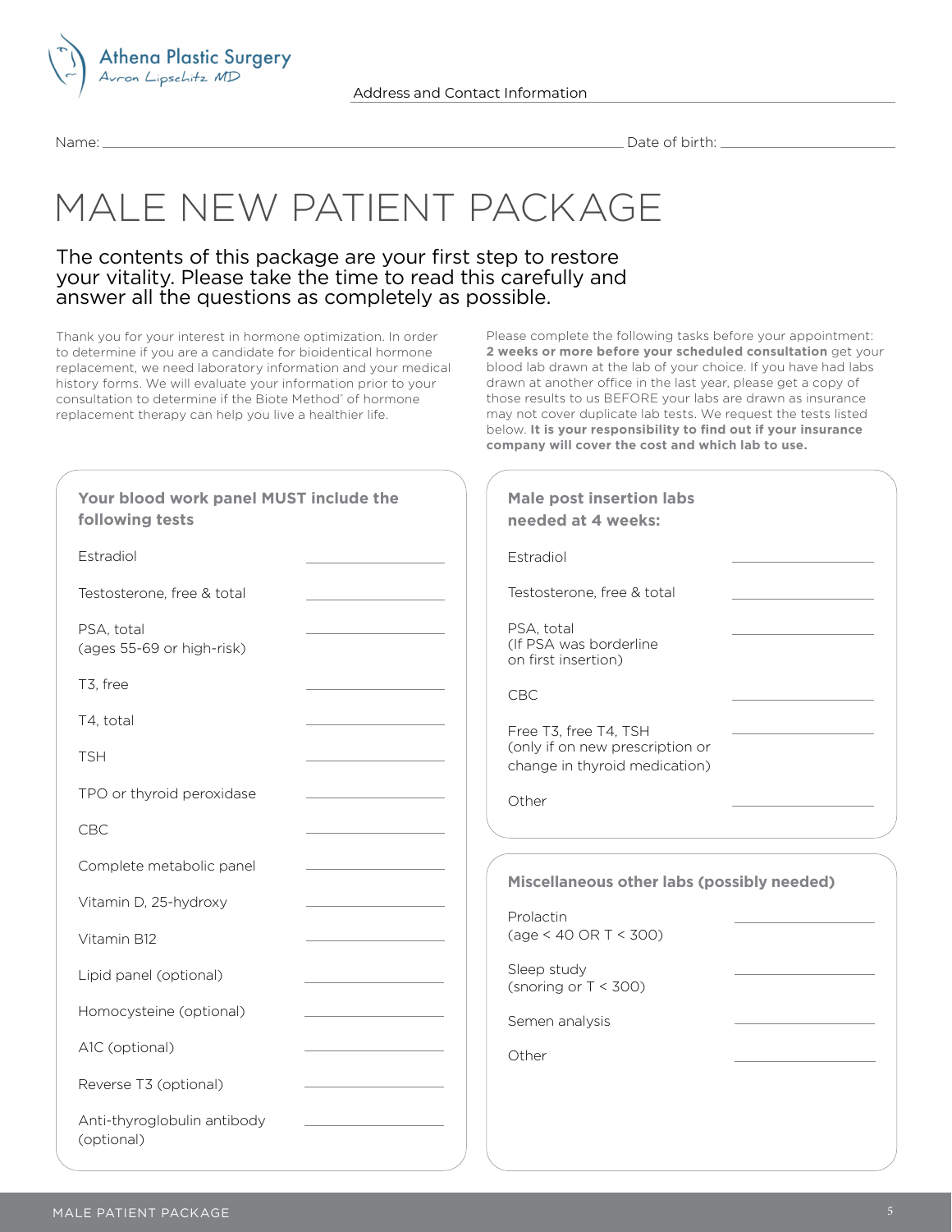Athena Plastic Surgery
Avron Lipschitz MD

Address and Contact Information ______________________________

Name: ______________________________ Date of birth: ______________

# MALE NEW PATIENT PACKAGE

## The contents of this package are your first step to restore your vitality. Please take the time to read this carefully and answer all the questions as completely as possible.

Thank you for your interest in hormone optimization. In order to determine if you are a candidate for bioidentical hormone replacement, we need laboratory information and your medical history forms. We will evaluate your information prior to your consultation to determine if the Biote Method® of hormone replacement therapy can help you live a healthier life.

Please complete the following tasks before your appointment: **2 weeks or more before your scheduled consultation** get your blood lab drawn at the lab of your choice. If you have had labs drawn at another office in the last year, please get a copy of those results to us BEFORE your labs are drawn as insurance may not cover duplicate lab tests. We request the tests listed below. **It is your responsibility to find out if your insurance company will cover the cost and which lab to use.**

### Your blood work panel MUST include the following tests

| Test | |
|---|---|
| Estradiol | ______ |
| Testosterone, free & total | ______ |
| PSA, total (ages 55-69 or high-risk) | ______ |
| T3, free | ______ |
| T4, total | ______ |
| TSH | ______ |
| TPO or thyroid peroxidase | ______ |
| CBC | ______ |
| Complete metabolic panel | ______ |
| Vitamin D, 25-hydroxy | ______ |
| Vitamin B12 | ______ |
| Lipid panel (optional) | ______ |
| Homocysteine (optional) | ______ |
| A1C (optional) | ______ |
| Reverse T3 (optional) | ______ |
| Anti-thyroglobulin antibody (optional) | ______ |

### Male post insertion labs needed at 4 weeks:

| Test | |
|---|---|
| Estradiol | ______ |
| Testosterone, free & total | ______ |
| PSA, total (If PSA was borderline on first insertion) | ______ |
| CBC | ______ |
| Free T3, free T4, TSH (only if on new prescription or change in thyroid medication) | ______ |
| Other | ______ |

### Miscellaneous other labs (possibly needed)

| Test | |
|---|---|
| Prolactin (age < 40 OR T < 300) | ______ |
| Sleep study (snoring or T < 300) | ______ |
| Semen analysis | ______ |
| Other | ______ |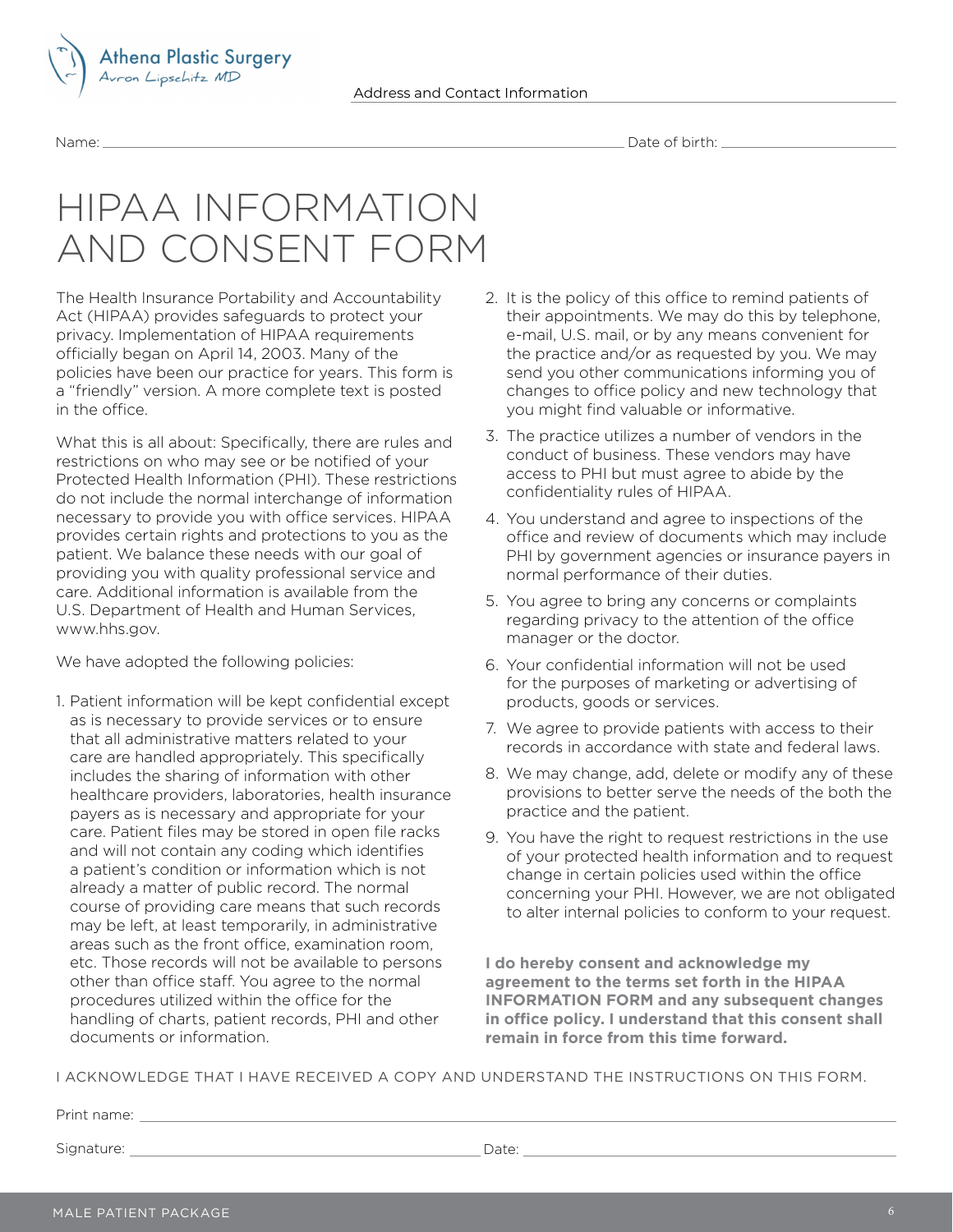Athena Plastic Surgery
Avron Lipschitz MD

Address and Contact Information

Name: ______________________________ Date of birth: ______________

# HIPAA INFORMATION AND CONSENT FORM

The Health Insurance Portability and Accountability Act (HIPAA) provides safeguards to protect your privacy. Implementation of HIPAA requirements officially began on April 14, 2003. Many of the policies have been our practice for years. This form is a "friendly" version. A more complete text is posted in the office.

What this is all about: Specifically, there are rules and restrictions on who may see or be notified of your Protected Health Information (PHI). These restrictions do not include the normal interchange of information necessary to provide you with office services. HIPAA provides certain rights and protections to you as the patient. We balance these needs with our goal of providing you with quality professional service and care. Additional information is available from the U.S. Department of Health and Human Services, www.hhs.gov.

We have adopted the following policies:

1. Patient information will be kept confidential except as is necessary to provide services or to ensure that all administrative matters related to your care are handled appropriately. This specifically includes the sharing of information with other healthcare providers, laboratories, health insurance payers as is necessary and appropriate for your care. Patient files may be stored in open file racks and will not contain any coding which identifies a patient's condition or information which is not already a matter of public record. The normal course of providing care means that such records may be left, at least temporarily, in administrative areas such as the front office, examination room, etc. Those records will not be available to persons other than office staff. You agree to the normal procedures utilized within the office for the handling of charts, patient records, PHI and other documents or information.
2. It is the policy of this office to remind patients of their appointments. We may do this by telephone, e-mail, U.S. mail, or by any means convenient for the practice and/or as requested by you. We may send you other communications informing you of changes to office policy and new technology that you might find valuable or informative.
3. The practice utilizes a number of vendors in the conduct of business. These vendors may have access to PHI but must agree to abide by the confidentiality rules of HIPAA.
4. You understand and agree to inspections of the office and review of documents which may include PHI by government agencies or insurance payers in normal performance of their duties.
5. You agree to bring any concerns or complaints regarding privacy to the attention of the office manager or the doctor.
6. Your confidential information will not be used for the purposes of marketing or advertising of products, goods or services.
7. We agree to provide patients with access to their records in accordance with state and federal laws.
8. We may change, add, delete or modify any of these provisions to better serve the needs of the both the practice and the patient.
9. You have the right to request restrictions in the use of your protected health information and to request change in certain policies used within the office concerning your PHI. However, we are not obligated to alter internal policies to conform to your request.

**I do hereby consent and acknowledge my agreement to the terms set forth in the HIPAA INFORMATION FORM and any subsequent changes in office policy. I understand that this consent shall remain in force from this time forward.**

I ACKNOWLEDGE THAT I HAVE RECEIVED A COPY AND UNDERSTAND THE INSTRUCTIONS ON THIS FORM.

Print name: ______________________________

Signature: ______________________________ Date: ______________________________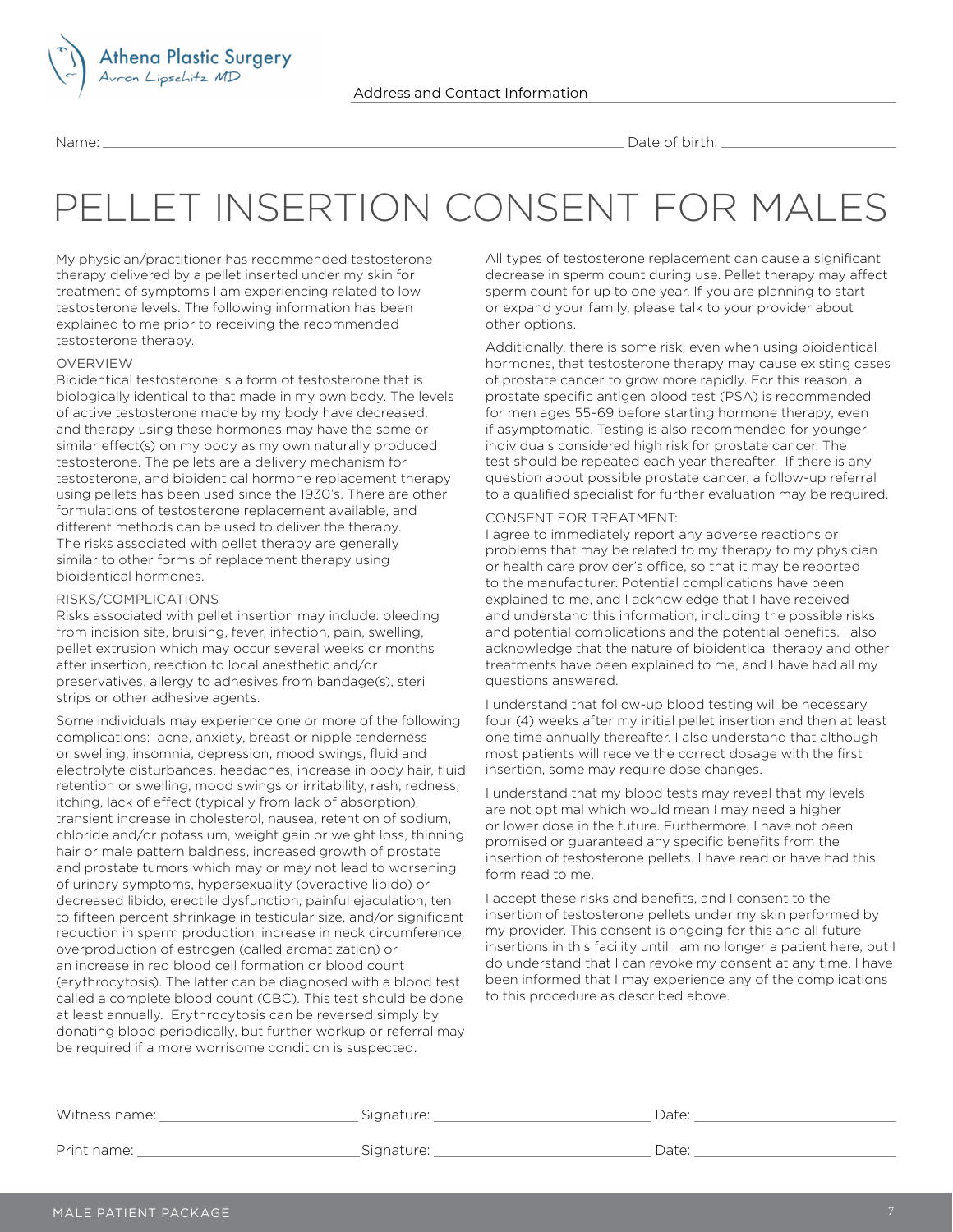Athena Plastic Surgery
Avron Lipschitz MD

Address and Contact Information

Name: ______________________ Date of birth: ______________________

# PELLET INSERTION CONSENT FOR MALES

My physician/practitioner has recommended testosterone therapy delivered by a pellet inserted under my skin for treatment of symptoms I am experiencing related to low testosterone levels. The following information has been explained to me prior to receiving the recommended testosterone therapy.

## OVERVIEW

Bioidentical testosterone is a form of testosterone that is biologically identical to that made in my own body. The levels of active testosterone made by my body have decreased, and therapy using these hormones may have the same or similar effect(s) on my body as my own naturally produced testosterone. The pellets are a delivery mechanism for testosterone, and bioidentical hormone replacement therapy using pellets has been used since the 1930's. There are other formulations of testosterone replacement available, and different methods can be used to deliver the therapy. The risks associated with pellet therapy are generally similar to other forms of replacement therapy using bioidentical hormones.

## RISKS/COMPLICATIONS

Risks associated with pellet insertion may include: bleeding from incision site, bruising, fever, infection, pain, swelling, pellet extrusion which may occur several weeks or months after insertion, reaction to local anesthetic and/or preservatives, allergy to adhesives from bandage(s), steri strips or other adhesive agents.

Some individuals may experience one or more of the following complications: acne, anxiety, breast or nipple tenderness or swelling, insomnia, depression, mood swings, fluid and electrolyte disturbances, headaches, increase in body hair, fluid retention or swelling, mood swings or irritability, rash, redness, itching, lack of effect (typically from lack of absorption), transient increase in cholesterol, nausea, retention of sodium, chloride and/or potassium, weight gain or weight loss, thinning hair or male pattern baldness, increased growth of prostate and prostate tumors which may or may not lead to worsening of urinary symptoms, hypersexuality (overactive libido) or decreased libido, erectile dysfunction, painful ejaculation, ten to fifteen percent shrinkage in testicular size, and/or significant reduction in sperm production, increase in neck circumference, overproduction of estrogen (called aromatization) or an increase in red blood cell formation or blood count (erythrocytosis). The latter can be diagnosed with a blood test called a complete blood count (CBC). This test should be done at least annually. Erythrocytosis can be reversed simply by donating blood periodically, but further workup or referral may be required if a more worrisome condition is suspected.

All types of testosterone replacement can cause a significant decrease in sperm count during use. Pellet therapy may affect sperm count for up to one year. If you are planning to start or expand your family, please talk to your provider about other options.

Additionally, there is some risk, even when using bioidentical hormones, that testosterone therapy may cause existing cases of prostate cancer to grow more rapidly. For this reason, a prostate specific antigen blood test (PSA) is recommended for men ages 55-69 before starting hormone therapy, even if asymptomatic. Testing is also recommended for younger individuals considered high risk for prostate cancer. The test should be repeated each year thereafter. If there is any question about possible prostate cancer, a follow-up referral to a qualified specialist for further evaluation may be required.

## CONSENT FOR TREATMENT:

I agree to immediately report any adverse reactions or problems that may be related to my therapy to my physician or health care provider's office, so that it may be reported to the manufacturer. Potential complications have been explained to me, and I acknowledge that I have received and understand this information, including the possible risks and potential complications and the potential benefits. I also acknowledge that the nature of bioidentical therapy and other treatments have been explained to me, and I have had all my questions answered.

I understand that follow-up blood testing will be necessary four (4) weeks after my initial pellet insertion and then at least one time annually thereafter. I also understand that although most patients will receive the correct dosage with the first insertion, some may require dose changes.

I understand that my blood tests may reveal that my levels are not optimal which would mean I may need a higher or lower dose in the future. Furthermore, I have not been promised or guaranteed any specific benefits from the insertion of testosterone pellets. I have read or have had this form read to me.

I accept these risks and benefits, and I consent to the insertion of testosterone pellets under my skin performed by my provider. This consent is ongoing for this and all future insertions in this facility until I am no longer a patient here, but I do understand that I can revoke my consent at any time. I have been informed that I may experience any of the complications to this procedure as described above.

Witness name: ______________________ Signature: ______________________ Date: ______________________

Print name: ______________________ Signature: ______________________ Date: ______________________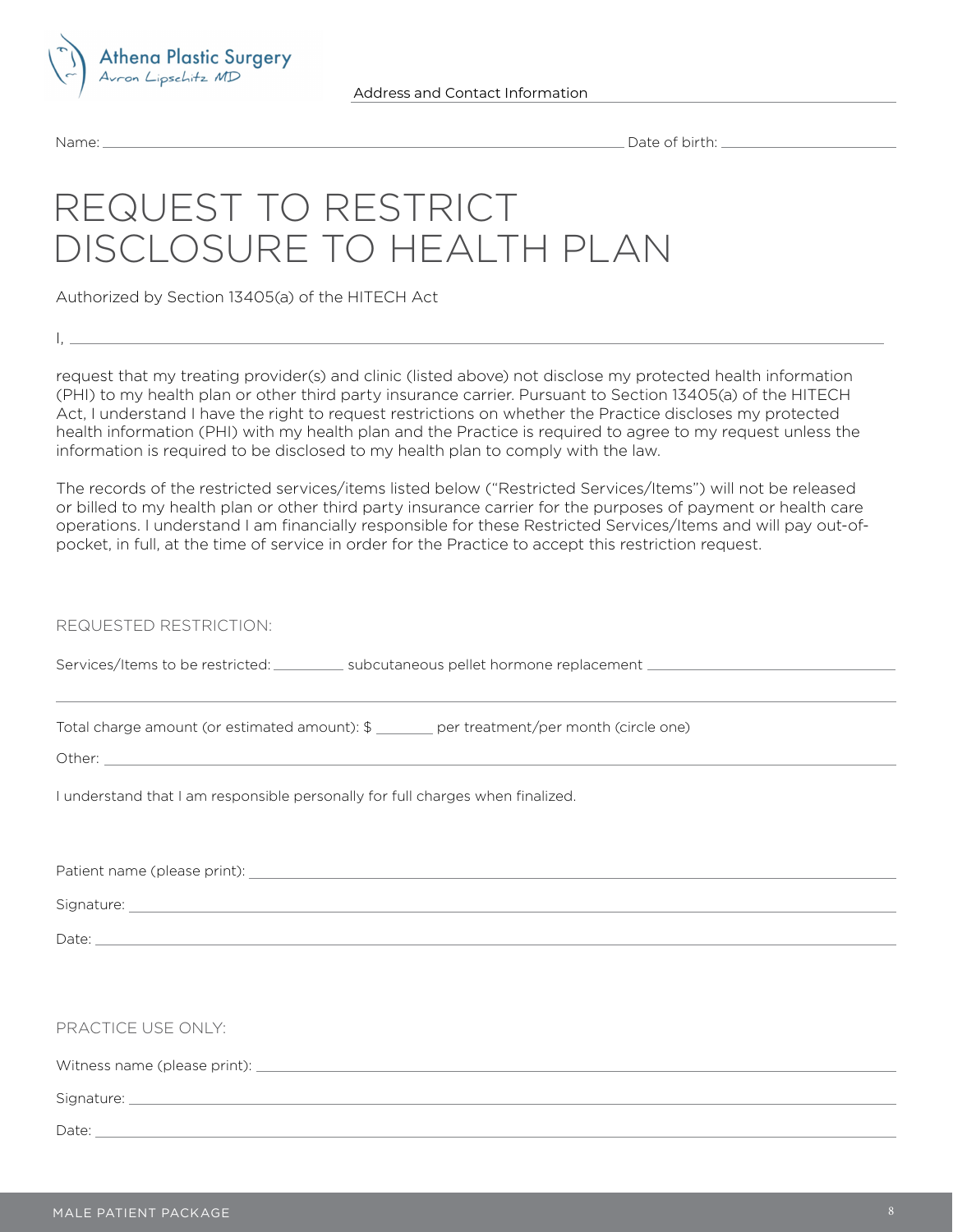Athena Plastic Surgery
Avron Lipschitz MD

Address and Contact Information

Name: ______________________________ Date of birth: ______________

# REQUEST TO RESTRICT DISCLOSURE TO HEALTH PLAN

Authorized by Section 13405(a) of the HITECH Act

I, ______________________________________________

request that my treating provider(s) and clinic (listed above) not disclose my protected health information (PHI) to my health plan or other third party insurance carrier. Pursuant to Section 13405(a) of the HITECH Act, I understand I have the right to request restrictions on whether the Practice discloses my protected health information (PHI) with my health plan and the Practice is required to agree to my request unless the information is required to be disclosed to my health plan to comply with the law.

The records of the restricted services/items listed below ("Restricted Services/Items") will not be released or billed to my health plan or other third party insurance carrier for the purposes of payment or health care operations. I understand I am financially responsible for these Restricted Services/Items and will pay out-of-pocket, in full, at the time of service in order for the Practice to accept this restriction request.

REQUESTED RESTRICTION:

Services/Items to be restricted: _________ subcutaneous pellet hormone replacement ______________________

______________________________________________

Total charge amount (or estimated amount): $ _______ per treatment/per month (circle one)

Other: ______________________________________________

I understand that I am responsible personally for full charges when finalized.

Patient name (please print): ______________________________

Signature: ______________________________

Date: ______________________________

PRACTICE USE ONLY:

Witness name (please print): ______________________________

Signature: ______________________________

Date: ______________________________

MALE PATIENT PACKAGE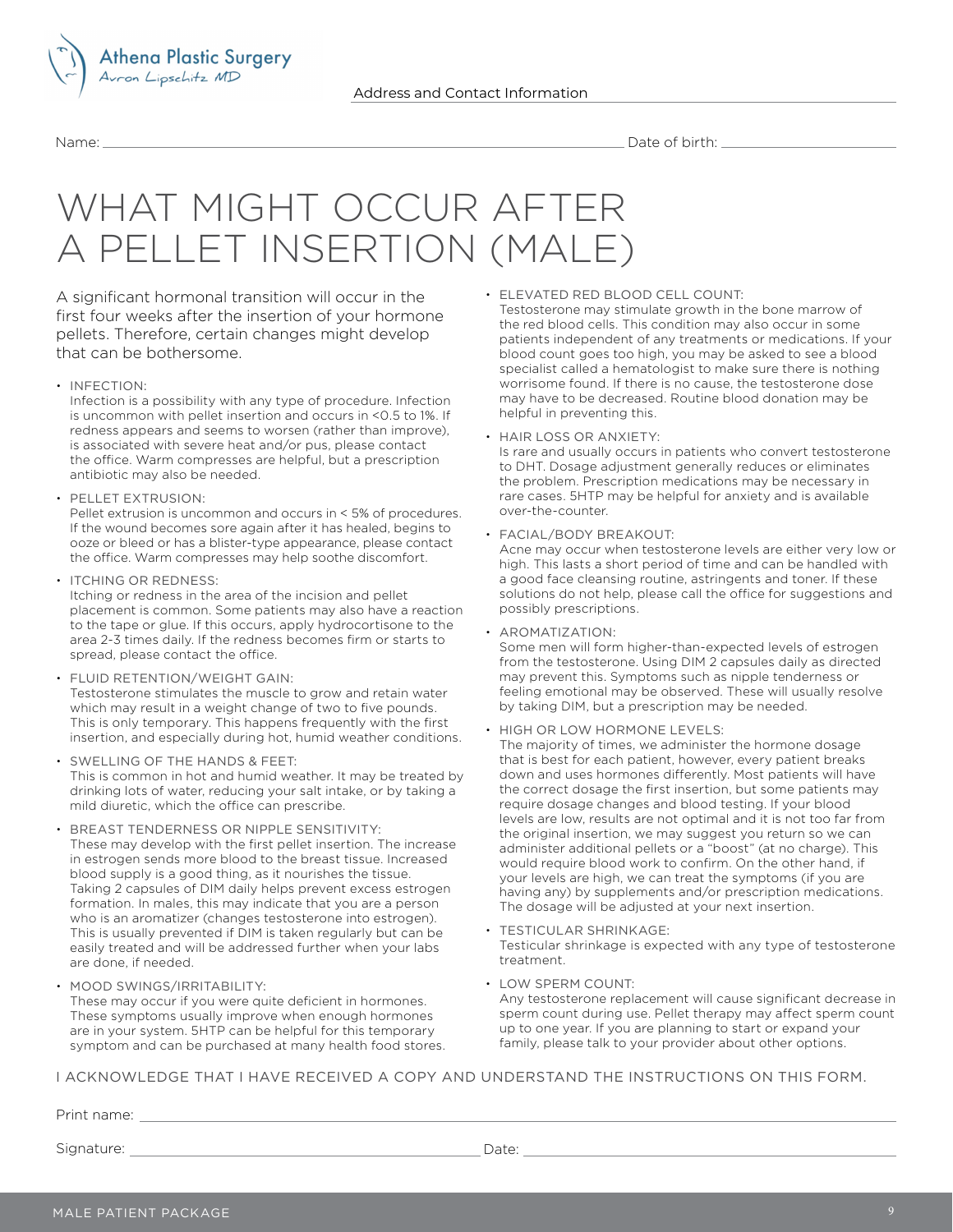Athena Plastic Surgery
Avron Lipschitz MD

Address and Contact Information

Name: ______________________________ Date of birth: ______________

# WHAT MIGHT OCCUR AFTER A PELLET INSERTION (MALE)

A significant hormonal transition will occur in the first four weeks after the insertion of your hormone pellets. Therefore, certain changes might develop that can be bothersome.

- INFECTION:
  Infection is a possibility with any type of procedure. Infection is uncommon with pellet insertion and occurs in <0.5 to 1%. If redness appears and seems to worsen (rather than improve), is associated with severe heat and/or pus, please contact the office. Warm compresses are helpful, but a prescription antibiotic may also be needed.
- PELLET EXTRUSION:
  Pellet extrusion is uncommon and occurs in < 5% of procedures. If the wound becomes sore again after it has healed, begins to ooze or bleed or has a blister-type appearance, please contact the office. Warm compresses may help soothe discomfort.
- ITCHING OR REDNESS:
  Itching or redness in the area of the incision and pellet placement is common. Some patients may also have a reaction to the tape or glue. If this occurs, apply hydrocortisone to the area 2-3 times daily. If the redness becomes firm or starts to spread, please contact the office.
- FLUID RETENTION/WEIGHT GAIN:
  Testosterone stimulates the muscle to grow and retain water which may result in a weight change of two to five pounds. This is only temporary. This happens frequently with the first insertion, and especially during hot, humid weather conditions.
- SWELLING OF THE HANDS & FEET:
  This is common in hot and humid weather. It may be treated by drinking lots of water, reducing your salt intake, or by taking a mild diuretic, which the office can prescribe.
- BREAST TENDERNESS OR NIPPLE SENSITIVITY:
  These may develop with the first pellet insertion. The increase in estrogen sends more blood to the breast tissue. Increased blood supply is a good thing, as it nourishes the tissue. Taking 2 capsules of DIM daily helps prevent excess estrogen formation. In males, this may indicate that you are a person who is an aromatizer (changes testosterone into estrogen). This is usually prevented if DIM is taken regularly but can be easily treated and will be addressed further when your labs are done, if needed.
- MOOD SWINGS/IRRITABILITY:
  These may occur if you were quite deficient in hormones. These symptoms usually improve when enough hormones are in your system. 5HTP can be helpful for this temporary symptom and can be purchased at many health food stores.
- ELEVATED RED BLOOD CELL COUNT:
  Testosterone may stimulate growth in the bone marrow of the red blood cells. This condition may also occur in some patients independent of any treatments or medications. If your blood count goes too high, you may be asked to see a blood specialist called a hematologist to make sure there is nothing worrisome found. If there is no cause, the testosterone dose may have to be decreased. Routine blood donation may be helpful in preventing this.
- HAIR LOSS OR ANXIETY:
  Is rare and usually occurs in patients who convert testosterone to DHT. Dosage adjustment generally reduces or eliminates the problem. Prescription medications may be necessary in rare cases. 5HTP may be helpful for anxiety and is available over-the-counter.
- FACIAL/BODY BREAKOUT:
  Acne may occur when testosterone levels are either very low or high. This lasts a short period of time and can be handled with a good face cleansing routine, astringents and toner. If these solutions do not help, please call the office for suggestions and possibly prescriptions.
- AROMATIZATION:
  Some men will form higher-than-expected levels of estrogen from the testosterone. Using DIM 2 capsules daily as directed may prevent this. Symptoms such as nipple tenderness or feeling emotional may be observed. These will usually resolve by taking DIM, but a prescription may be needed.
- HIGH OR LOW HORMONE LEVELS:
  The majority of times, we administer the hormone dosage that is best for each patient, however, every patient breaks down and uses hormones differently. Most patients will have the correct dosage the first insertion, but some patients may require dosage changes and blood testing. If your blood levels are low, results are not optimal and it is not too far from the original insertion, we may suggest you return so we can administer additional pellets or a "boost" (at no charge). This would require blood work to confirm. On the other hand, if your levels are high, we can treat the symptoms (if you are having any) by supplements and/or prescription medications. The dosage will be adjusted at your next insertion.
- TESTICULAR SHRINKAGE:
  Testicular shrinkage is expected with any type of testosterone treatment.
- LOW SPERM COUNT:
  Any testosterone replacement will cause significant decrease in sperm count during use. Pellet therapy may affect sperm count up to one year. If you are planning to start or expand your family, please talk to your provider about other options.

I ACKNOWLEDGE THAT I HAVE RECEIVED A COPY AND UNDERSTAND THE INSTRUCTIONS ON THIS FORM.

Print name: ______________________________

Signature: ______________________________ Date: ______________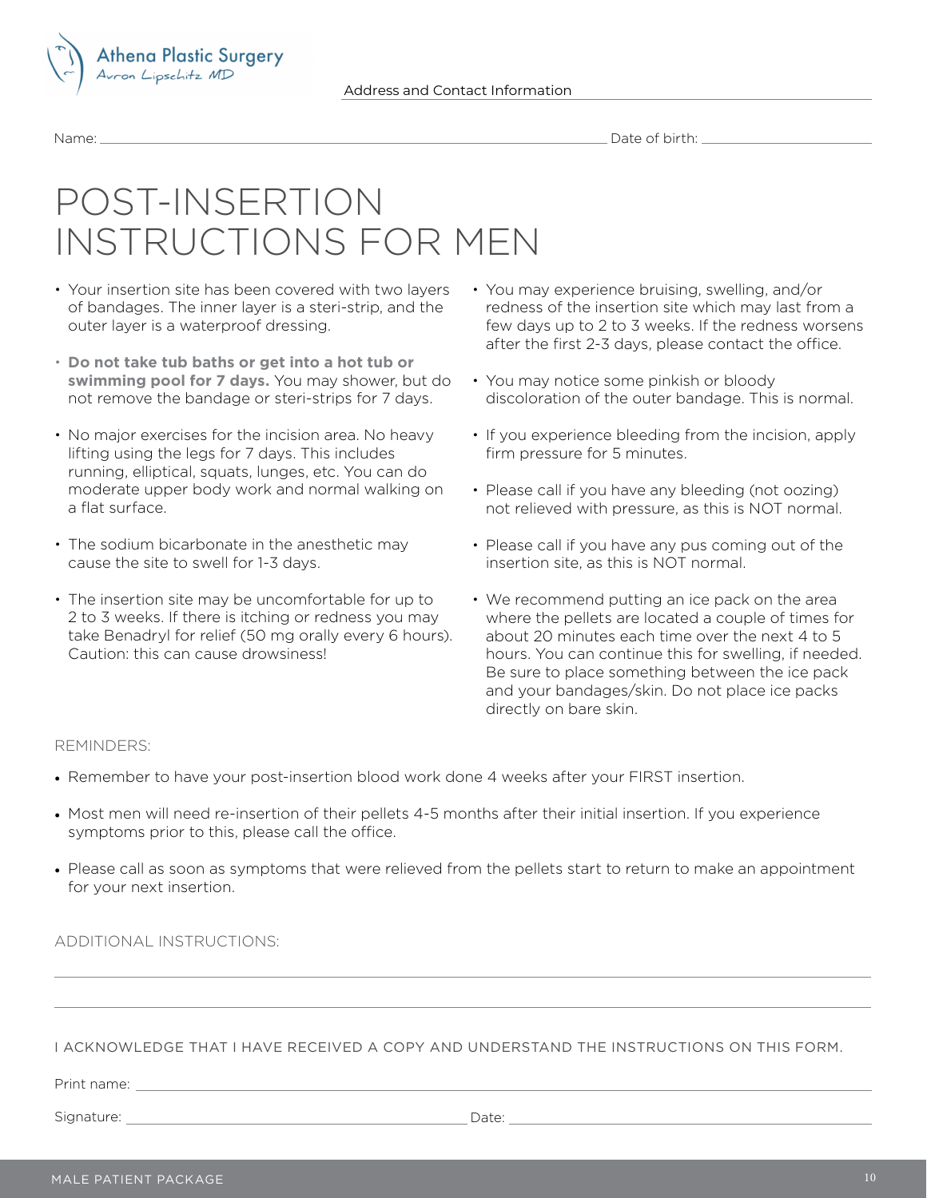Athena Plastic Surgery
Avron Lipschitz MD

Address and Contact Information

Name: ______________________ Date of birth: ______________________

# POST-INSERTION INSTRUCTIONS FOR MEN

- Your insertion site has been covered with two layers of bandages. The inner layer is a steri-strip, and the outer layer is a waterproof dressing.
- **Do not take tub baths or get into a hot tub or swimming pool for 7 days.** You may shower, but do not remove the bandage or steri-strips for 7 days.
- No major exercises for the incision area. No heavy lifting using the legs for 7 days. This includes running, elliptical, squats, lunges, etc. You can do moderate upper body work and normal walking on a flat surface.
- The sodium bicarbonate in the anesthetic may cause the site to swell for 1-3 days.
- The insertion site may be uncomfortable for up to 2 to 3 weeks. If there is itching or redness you may take Benadryl for relief (50 mg orally every 6 hours). Caution: this can cause drowsiness!
- You may experience bruising, swelling, and/or redness of the insertion site which may last from a few days up to 2 to 3 weeks. If the redness worsens after the first 2-3 days, please contact the office.
- You may notice some pinkish or bloody discoloration of the outer bandage. This is normal.
- If you experience bleeding from the incision, apply firm pressure for 5 minutes.
- Please call if you have any bleeding (not oozing) not relieved with pressure, as this is NOT normal.
- Please call if you have any pus coming out of the insertion site, as this is NOT normal.
- We recommend putting an ice pack on the area where the pellets are located a couple of times for about 20 minutes each time over the next 4 to 5 hours. You can continue this for swelling, if needed. Be sure to place something between the ice pack and your bandages/skin. Do not place ice packs directly on bare skin.

REMINDERS:

- Remember to have your post-insertion blood work done 4 weeks after your FIRST insertion.
- Most men will need re-insertion of their pellets 4-5 months after their initial insertion. If you experience symptoms prior to this, please call the office.
- Please call as soon as symptoms that were relieved from the pellets start to return to make an appointment for your next insertion.

ADDITIONAL INSTRUCTIONS:

______________________

______________________

I ACKNOWLEDGE THAT I HAVE RECEIVED A COPY AND UNDERSTAND THE INSTRUCTIONS ON THIS FORM.

Print name: ______________________

Signature: ______________________ Date: ______________________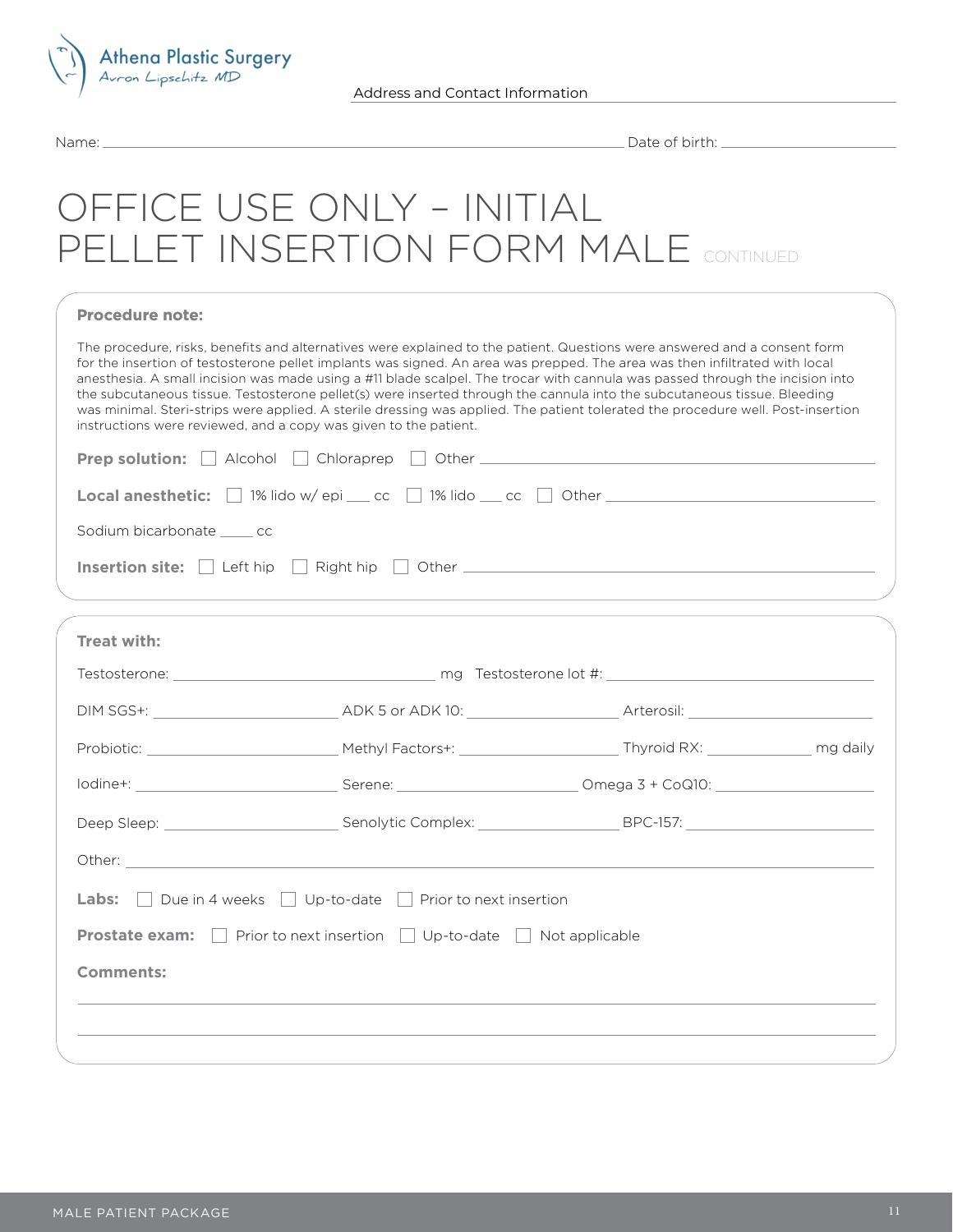Athena Plastic Surgery
Avron Lipschitz MD

Address and Contact Information

Name: ______________________________ Date of birth: ______________

# OFFICE USE ONLY – INITIAL PELLET INSERTION FORM MALE CONTINUED

**Procedure note:**

The procedure, risks, benefits and alternatives were explained to the patient. Questions were answered and a consent form for the insertion of testosterone pellet implants was signed. An area was prepped. The area was then infiltrated with local anesthesia. A small incision was made using a #11 blade scalpel. The trocar with cannula was passed through the incision into the subcutaneous tissue. Testosterone pellet(s) were inserted through the cannula into the subcutaneous tissue. Bleeding was minimal. Steri-strips were applied. A sterile dressing was applied. The patient tolerated the procedure well. Post-insertion instructions were reviewed, and a copy was given to the patient.

**Prep solution:** ☐ Alcohol ☐ Chloraprep ☐ Other ______________

**Local anesthetic:** ☐ 1% lido w/ epi ___ cc ☐ 1% lido ___ cc ☐ Other ______________

Sodium bicarbonate ____ cc

**Insertion site:** ☐ Left hip ☐ Right hip ☐ Other ______________

**Treat with:**

Testosterone: ______________ mg Testosterone lot #: ______________

DIM SGS+: ______________ ADK 5 or ADK 10: ______________ Arterosil: ______________

Probiotic: ______________ Methyl Factors+: ______________ Thyroid RX: ______________ mg daily

Iodine+: ______________ Serene: ______________ Omega 3 + CoQ10: ______________

Deep Sleep: ______________ Senolytic Complex: ______________ BPC-157: ______________

Other: ______________

**Labs:** ☐ Due in 4 weeks ☐ Up-to-date ☐ Prior to next insertion

**Prostate exam:** ☐ Prior to next insertion ☐ Up-to-date ☐ Not applicable

**Comments:**

______________________________

______________________________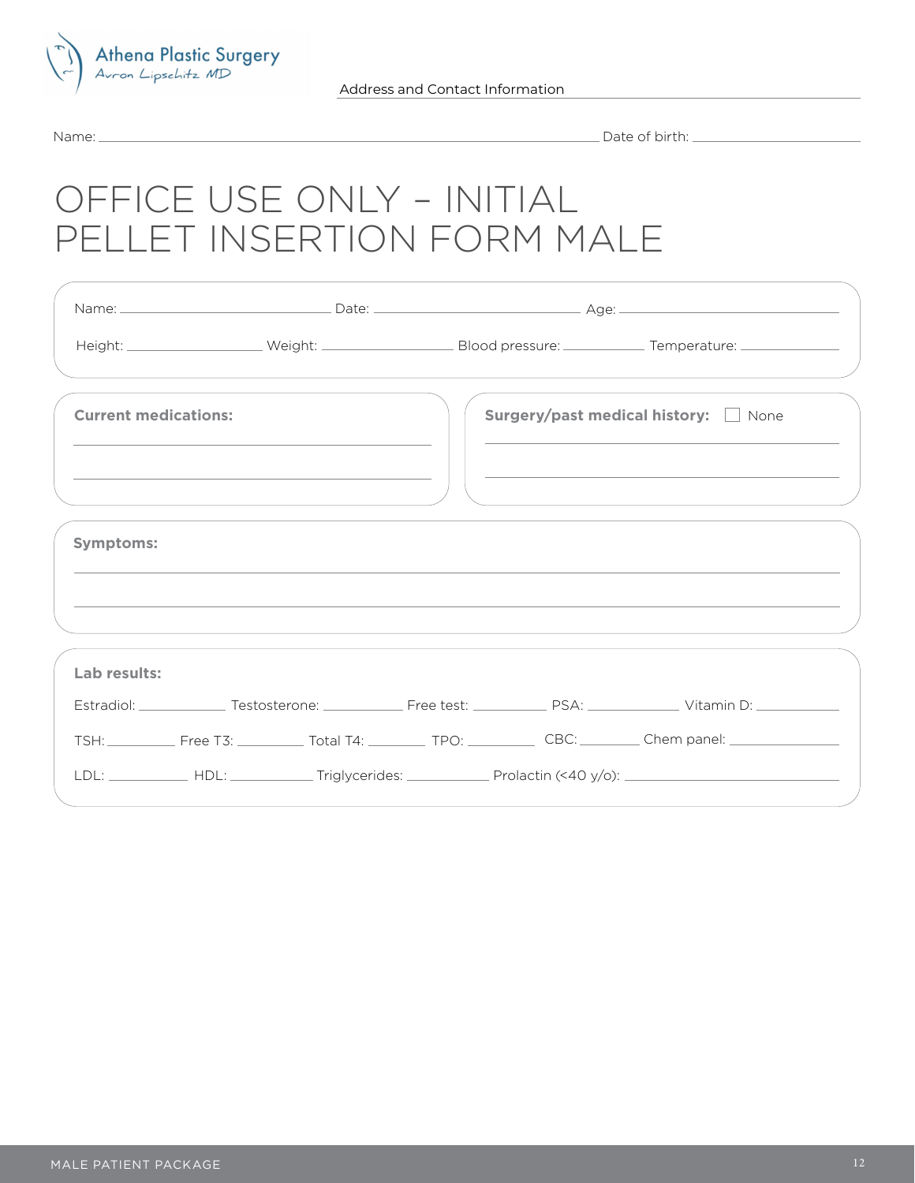Athena Plastic Surgery
Avron Lipschitz MD

Address and Contact Information

Name: ______________________________ Date of birth: ______________

# OFFICE USE ONLY – INITIAL PELLET INSERTION FORM MALE

Name: ______________ Date: ______________ Age: ______________

Height: ______________ Weight: ______________ Blood pressure: ______________ Temperature: ______________

**Current medications:**

______________________________

______________________________

**Surgery/past medical history:** ☐ None

______________________________

______________________________

**Symptoms:**

______________________________

______________________________

**Lab results:**

Estradiol: __________ Testosterone: __________ Free test: __________ PSA: __________ Vitamin D: __________

TSH: __________ Free T3: __________ Total T4: __________ TPO: __________ CBC: __________ Chem panel: __________

LDL: __________ HDL: __________ Triglycerides: __________ Prolactin (<40 y/o): __________

MALE PATIENT PACKAGE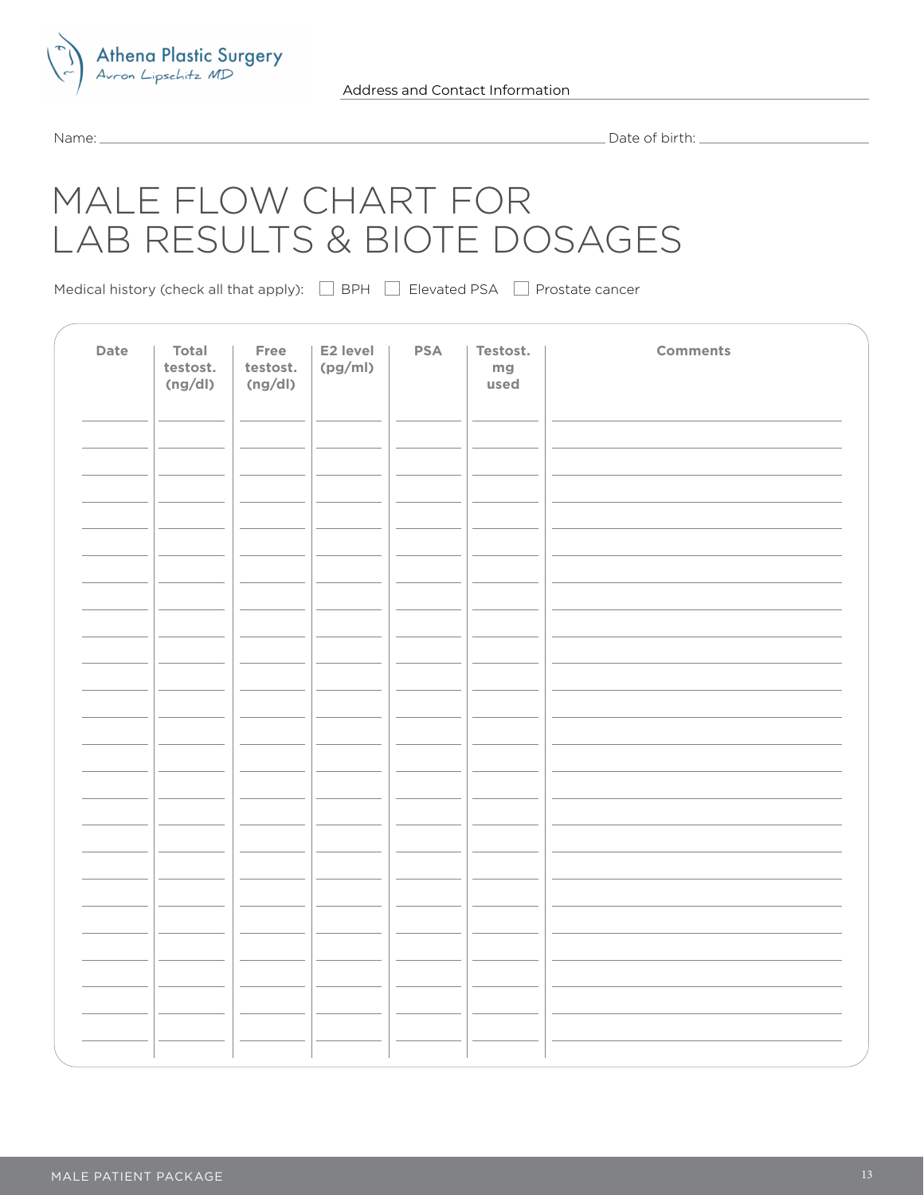Athena Plastic Surgery
Avron Lipschitz MD

Address and Contact Information

Name: ______________________ Date of birth: ______________________

# MALE FLOW CHART FOR LAB RESULTS & BIOTE DOSAGES

Medical history (check all that apply): ☐ BPH ☐ Elevated PSA ☐ Prostate cancer

| Date | Total testost. (ng/dl) | Free testost. (ng/dl) | E2 level (pg/ml) | PSA | Testost. mg used | Comments |
|---|---|---|---|---|---|---|
| | | | | | | |
| | | | | | | |
| | | | | | | |
| | | | | | | |
| | | | | | | |
| | | | | | | |
| | | | | | | |
| | | | | | | |
| | | | | | | |
| | | | | | | |
| | | | | | | |
| | | | | | | |
| | | | | | | |
| | | | | | | |
| | | | | | | |
| | | | | | | |
| | | | | | | |
| | | | | | | |
| | | | | | | |
| | | | | | | |
| | | | | | | |
| | | | | | | |
| | | | | | | |
| | | | | | | |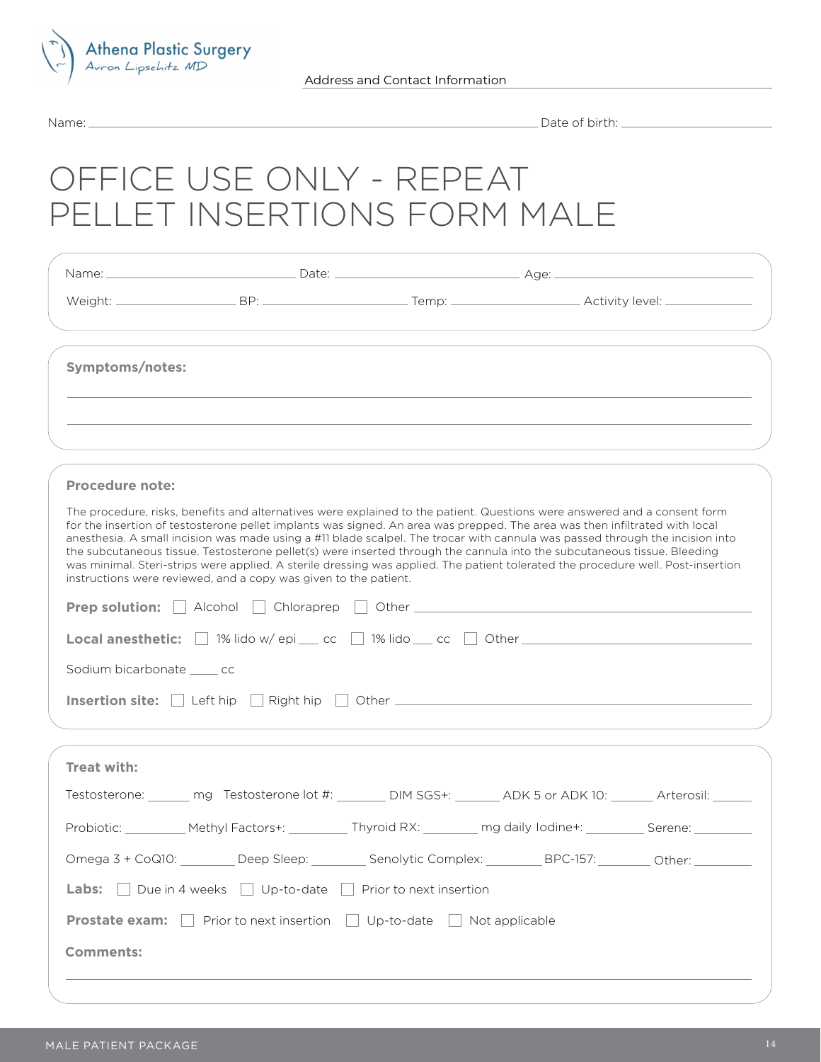Athena Plastic Surgery
Avron Lipschitz MD

Address and Contact Information

Name: ______________________________ Date of birth: ______________

# OFFICE USE ONLY - REPEAT PELLET INSERTIONS FORM MALE

Name: ____________ Date: ____________ Age: ____________

Weight: ________ BP: ________ Temp: ________ Activity level: ________

**Symptoms/notes:**

______________________________________________

______________________________________________

**Procedure note:**

The procedure, risks, benefits and alternatives were explained to the patient. Questions were answered and a consent form for the insertion of testosterone pellet implants was signed. An area was prepped. The area was then infiltrated with local anesthesia. A small incision was made using a #11 blade scalpel. The trocar with cannula was passed through the incision into the subcutaneous tissue. Testosterone pellet(s) were inserted through the cannula into the subcutaneous tissue. Bleeding was minimal. Steri-strips were applied. A sterile dressing was applied. The patient tolerated the procedure well. Post-insertion instructions were reviewed, and a copy was given to the patient.

**Prep solution:** ☐ Alcohol ☐ Chloraprep ☐ Other ____________

**Local anesthetic:** ☐ 1% lido w/ epi ___ cc ☐ 1% lido ___ cc ☐ Other ____________

Sodium bicarbonate ____ cc

**Insertion site:** ☐ Left hip ☐ Right hip ☐ Other ____________

**Treat with:**

Testosterone: ______ mg Testosterone lot #: _______ DIM SGS+: ______ ADK 5 or ADK 10: ______ Arterosil: ______

Probiotic: ________ Methyl Factors+: ________ Thyroid RX: _______ mg daily Iodine+: ________ Serene: ________

Omega 3 + CoQ10: _______ Deep Sleep: _______ Senolytic Complex: ________ BPC-157: _______ Other: ________

**Labs:** ☐ Due in 4 weeks ☐ Up-to-date ☐ Prior to next insertion

**Prostate exam:** ☐ Prior to next insertion ☐ Up-to-date ☐ Not applicable

**Comments:**

______________________________________________

MALE PATIENT PACKAGE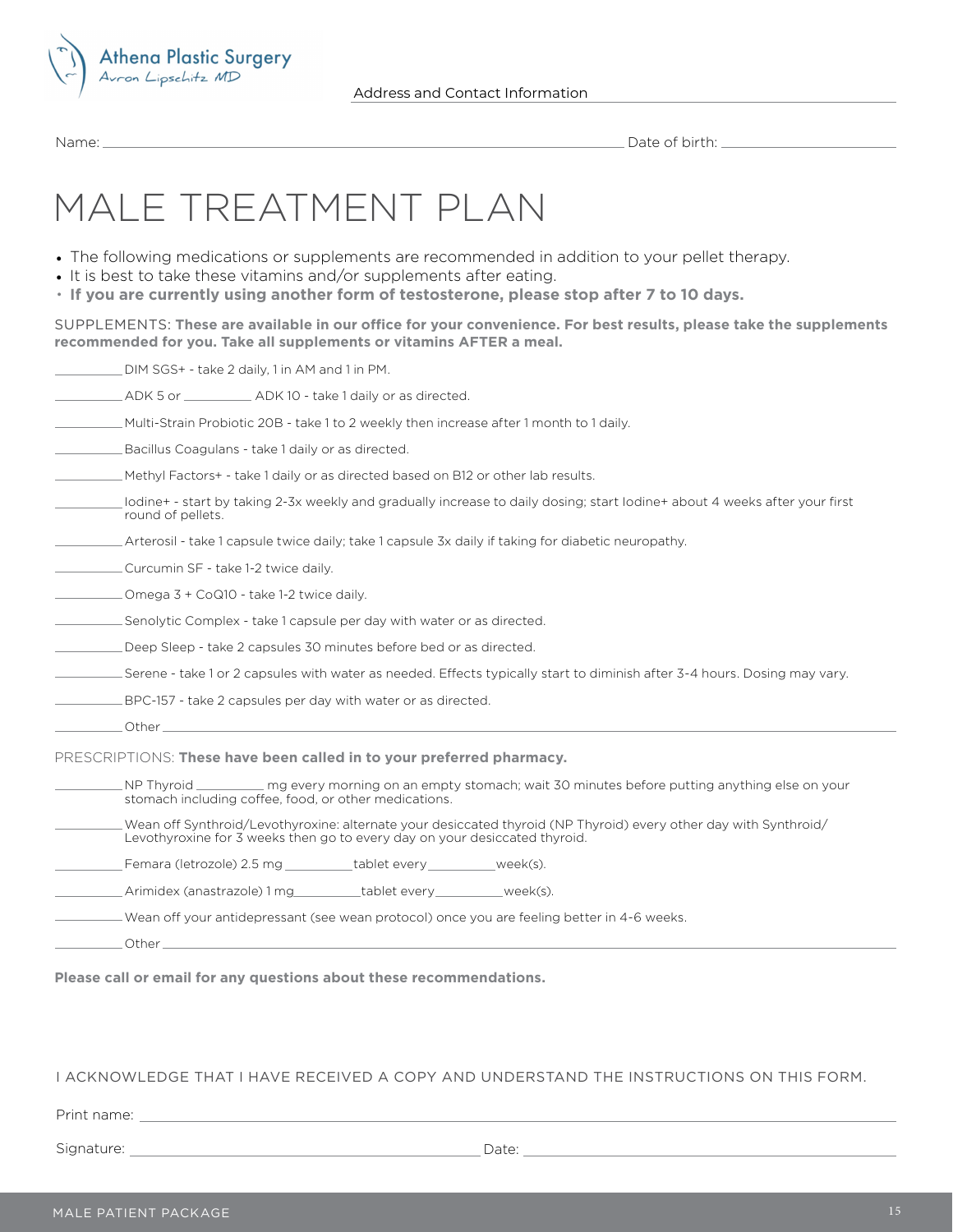Athena Plastic Surgery
Avron Lipschitz MD

Address and Contact Information ______________________________

Name: ______________________________ Date of birth: ______________

# MALE TREATMENT PLAN

- The following medications or supplements are recommended in addition to your pellet therapy.
- It is best to take these vitamins and/or supplements after eating.
- **If you are currently using another form of testosterone, please stop after 7 to 10 days.**

SUPPLEMENTS: **These are available in our office for your convenience. For best results, please take the supplements recommended for you. Take all supplements or vitamins AFTER a meal.**

__________ DIM SGS+ - take 2 daily, 1 in AM and 1 in PM.

__________ ADK 5 or __________ ADK 10 - take 1 daily or as directed.

__________ Multi-Strain Probiotic 20B - take 1 to 2 weekly then increase after 1 month to 1 daily.

__________ Bacillus Coagulans - take 1 daily or as directed.

__________ Methyl Factors+ - take 1 daily or as directed based on B12 or other lab results.

__________ Iodine+ - start by taking 2-3x weekly and gradually increase to daily dosing; start Iodine+ about 4 weeks after your first round of pellets.

__________ Arterosil - take 1 capsule twice daily; take 1 capsule 3x daily if taking for diabetic neuropathy.

__________ Curcumin SF - take 1-2 twice daily.

__________ Omega 3 + CoQ10 - take 1-2 twice daily.

__________ Senolytic Complex - take 1 capsule per day with water or as directed.

__________ Deep Sleep - take 2 capsules 30 minutes before bed or as directed.

__________ Serene - take 1 or 2 capsules with water as needed. Effects typically start to diminish after 3-4 hours. Dosing may vary.

__________ BPC-157 - take 2 capsules per day with water or as directed.

__________ Other ______________________________

PRESCRIPTIONS: **These have been called in to your preferred pharmacy.**

__________ NP Thyroid __________ mg every morning on an empty stomach; wait 30 minutes before putting anything else on your stomach including coffee, food, or other medications.

__________ Wean off Synthroid/Levothyroxine: alternate your desiccated thyroid (NP Thyroid) every other day with Synthroid/Levothyroxine for 3 weeks then go to every day on your desiccated thyroid.

__________ Femara (letrozole) 2.5 mg __________ tablet every __________ week(s).

__________ Arimidex (anastrazole) 1 mg __________ tablet every __________ week(s).

__________ Wean off your antidepressant (see wean protocol) once you are feeling better in 4-6 weeks.

__________ Other ______________________________

**Please call or email for any questions about these recommendations.**

I ACKNOWLEDGE THAT I HAVE RECEIVED A COPY AND UNDERSTAND THE INSTRUCTIONS ON THIS FORM.

Print name: ______________________________

Signature: ______________________________ Date: ______________________________